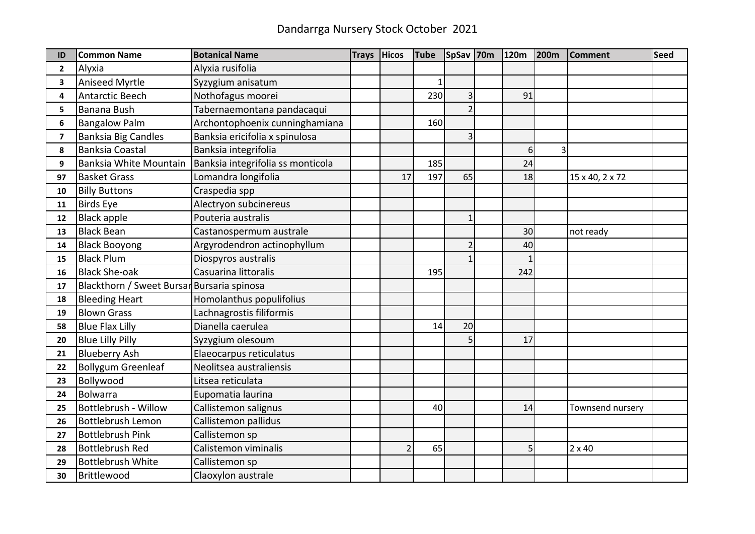# Dandarrga Nursery Stock October 2021

| ID | Common Name | Botanical Name | Trays | Hicos | Tube | SpSav | 70m | 120m | 200m | Comment | Seed |
|---|---|---|---|---|---|---|---|---|---|---|---|
| 2 | Alyxia | Alyxia rusifolia | | | | | | | | | |
| 3 | Aniseed Myrtle | Syzygium anisatum | | | 1 | | | | | | |
| 4 | Antarctic Beech | Nothofagus moorei | | | 230 | 3 | | 91 | | | |
| 5 | Banana Bush | Tabernaemontana pandacaqui | | | | 2 | | | | | |
| 6 | Bangalow Palm | Archontophoenix cunninghamiana | | | 160 | | | | | | |
| 7 | Banksia Big Candles | Banksia ericifolia x spinulosa | | | | 3 | | | | | |
| 8 | Banksia Coastal | Banksia integrifolia | | | | | | 6 | 3 | | |
| 9 | Banksia White Mountain | Banksia integrifolia ss monticola | | | 185 | | | 24 | | | |
| 97 | Basket Grass | Lomandra longifolia | | 17 | 197 | 65 | | 18 | | 15 x 40, 2 x 72 | |
| 10 | Billy Buttons | Craspedia spp | | | | | | | | | |
| 11 | Birds Eye | Alectryon subcinereus | | | | | | | | | |
| 12 | Black apple | Pouteria australis | | | | 1 | | | | | |
| 13 | Black Bean | Castanospermum australe | | | | | | 30 | | not ready | |
| 14 | Black Booyong | Argyrodendron actinophyllum | | | | 2 | | 40 | | | |
| 15 | Black Plum | Diospyros australis | | | | 1 | | 1 | | | |
| 16 | Black She-oak | Casuarina littoralis | | | 195 | | | 242 | | | |
| 17 | Blackthorn / Sweet Bursar | Bursaria spinosa | | | | | | | | | |
| 18 | Bleeding Heart | Homolanthus populifolius | | | | | | | | | |
| 19 | Blown Grass | Lachnagrostis filiformis | | | | | | | | | |
| 58 | Blue Flax Lilly | Dianella caerulea | | | 14 | 20 | | | | | |
| 20 | Blue Lilly Pilly | Syzygium olesoum | | | | 5 | | 17 | | | |
| 21 | Blueberry Ash | Elaeocarpus reticulatus | | | | | | | | | |
| 22 | Bollygum Greenleaf | Neolitsea australiensis | | | | | | | | | |
| 23 | Bollywood | Litsea reticulata | | | | | | | | | |
| 24 | Bolwarra | Eupomatia laurina | | | | | | | | | |
| 25 | Bottlebrush - Willow | Callistemon salignus | | | 40 | | | 14 | | Townsend nursery | |
| 26 | Bottlebrush Lemon | Callistemon pallidus | | | | | | | | | |
| 27 | Bottlebrush Pink | Callistemon sp | | | | | | | | | |
| 28 | Bottlebrush Red | Calistemon viminalis | | 2 | 65 | | | 5 | | 2 x 40 | |
| 29 | Bottlebrush White | Callistemon sp | | | | | | | | | |
| 30 | Brittlewood | Claoxylon australe | | | | | | | | | |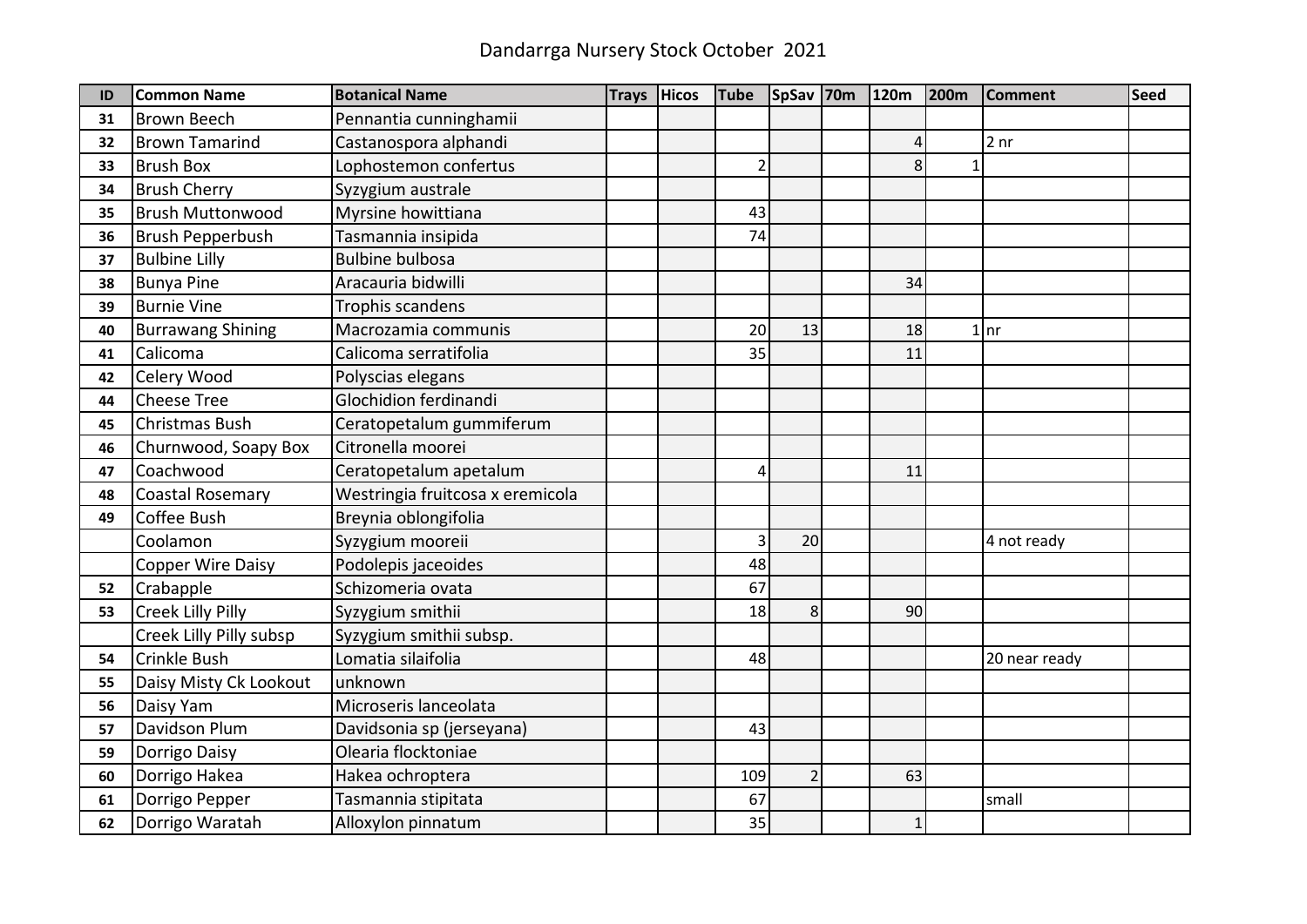# Dandarrga Nursery Stock October 2021

| ID | Common Name | Botanical Name | Trays | Hicos | Tube | SpSav | 70m | 120m | 200m | Comment | Seed |
|---|---|---|---|---|---|---|---|---|---|---|---|
| 31 | Brown Beech | Pennantia cunninghamii | | | | | | | | | |
| 32 | Brown Tamarind | Castanospora alphandi | | | | | | 4 | | 2 nr | |
| 33 | Brush Box | Lophostemon confertus | | | 2 | | | 8 | 1 | | |
| 34 | Brush Cherry | Syzygium australe | | | | | | | | | |
| 35 | Brush Muttonwood | Myrsine howittiana | | | 43 | | | | | | |
| 36 | Brush Pepperbush | Tasmannia insipida | | | 74 | | | | | | |
| 37 | Bulbine Lilly | Bulbine bulbosa | | | | | | | | | |
| 38 | Bunya Pine | Aracauria bidwilli | | | | | | 34 | | | |
| 39 | Burnie Vine | Trophis scandens | | | | | | | | | |
| 40 | Burrawang Shining | Macrozamia communis | | | 20 | 13 | | 18 | 1 | nr | |
| 41 | Calicoma | Calicoma serratifolia | | | 35 | | | 11 | | | |
| 42 | Celery Wood | Polyscias elegans | | | | | | | | | |
| 44 | Cheese Tree | Glochidion ferdinandi | | | | | | | | | |
| 45 | Christmas Bush | Ceratopetalum gummiferum | | | | | | | | | |
| 46 | Churnwood, Soapy Box | Citronella moorei | | | | | | | | | |
| 47 | Coachwood | Ceratopetalum apetalum | | | 4 | | | 11 | | | |
| 48 | Coastal Rosemary | Westringia fruitcosa x eremicola | | | | | | | | | |
| 49 | Coffee Bush | Breynia oblongifolia | | | | | | | | | |
| | Coolamon | Syzygium mooreii | | | 3 | 20 | | | | 4 not ready | |
| | Copper Wire Daisy | Podolepis jaceoides | | | 48 | | | | | | |
| 52 | Crabapple | Schizomeria ovata | | | 67 | | | | | | |
| 53 | Creek Lilly Pilly | Syzygium smithii | | | 18 | 8 | | 90 | | | |
| | Creek Lilly Pilly subsp | Syzygium smithii subsp. | | | | | | | | | |
| 54 | Crinkle Bush | Lomatia silaifolia | | | 48 | | | | | 20 near ready | |
| 55 | Daisy Misty Ck Lookout | unknown | | | | | | | | | |
| 56 | Daisy Yam | Microseris lanceolata | | | | | | | | | |
| 57 | Davidson Plum | Davidsonia sp (jerseyana) | | | 43 | | | | | | |
| 59 | Dorrigo Daisy | Olearia flocktoniae | | | | | | | | | |
| 60 | Dorrigo Hakea | Hakea ochroptera | | | 109 | 2 | | 63 | | | |
| 61 | Dorrigo Pepper | Tasmannia stipitata | | | 67 | | | | | small | |
| 62 | Dorrigo Waratah | Alloxylon pinnatum | | | 35 | | | 1 | | | |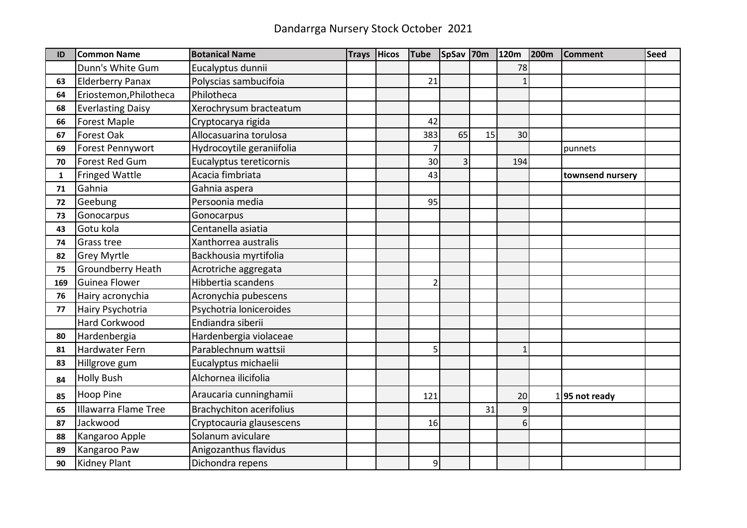# Dandarrga Nursery Stock October 2021

| ID | Common Name | Botanical Name | Trays | Hicos | Tube | SpSav | 70m | 120m | 200m | Comment | Seed |
|---|---|---|---|---|---|---|---|---|---|---|---|
| | Dunn's White Gum | Eucalyptus dunnii | | | | | | 78 | | | |
| 63 | Elderberry Panax | Polyscias sambucifoia | | | 21 | | | 1 | | | |
| 64 | Eriostemon,Philotheca | Philotheca | | | | | | | | | |
| 68 | Everlasting Daisy | Xerochrysum bracteatum | | | | | | | | | |
| 66 | Forest Maple | Cryptocarya rigida | | | 42 | | | | | | |
| 67 | Forest Oak | Allocasuarina torulosa | | | 383 | 65 | 15 | 30 | | | |
| 69 | Forest Pennywort | Hydrocoytile geraniifolia | | | 7 | | | | | punnets | |
| 70 | Forest Red Gum | Eucalyptus tereticornis | | | 30 | 3 | | 194 | | | |
| 1 | Fringed Wattle | Acacia fimbriata | | | 43 | | | | | **townsend nursery** | |
| 71 | Gahnia | Gahnia aspera | | | | | | | | | |
| 72 | Geebung | Persoonia media | | | 95 | | | | | | |
| 73 | Gonocarpus | Gonocarpus | | | | | | | | | |
| 43 | Gotu kola | Centanella asiatia | | | | | | | | | |
| 74 | Grass tree | Xanthorrea australis | | | | | | | | | |
| 82 | Grey Myrtle | Backhousia myrtifolia | | | | | | | | | |
| 75 | Groundberry Heath | Acrotriche aggregata | | | | | | | | | |
| 169 | Guinea Flower | Hibbertia scandens | | | 2 | | | | | | |
| 76 | Hairy acronychia | Acronychia pubescens | | | | | | | | | |
| 77 | Hairy Psychotria | Psychotria loniceroides | | | | | | | | | |
| | Hard Corkwood | Endiandra siberii | | | | | | | | | |
| 80 | Hardenbergia | Hardenbergia violaceae | | | | | | | | | |
| 81 | Hardwater Fern | Parablechnum wattsii | | | 5 | | | 1 | | | |
| 83 | Hillgrove gum | Eucalyptus michaelii | | | | | | | | | |
| 84 | Holly Bush | Alchornea ilicifolia | | | | | | | | | |
| 85 | Hoop Pine | Araucaria cunninghamii | | | 121 | | | 20 | 1 | **95 not ready** | |
| 65 | Illawarra Flame Tree | Brachychiton acerifolius | | | | | 31 | 9 | | | |
| 87 | Jackwood | Cryptocauria glausescens | | | 16 | | | 6 | | | |
| 88 | Kangaroo Apple | Solanum aviculare | | | | | | | | | |
| 89 | Kangaroo Paw | Anigozanthus flavidus | | | | | | | | | |
| 90 | Kidney Plant | Dichondra repens | | | 9 | | | | | | |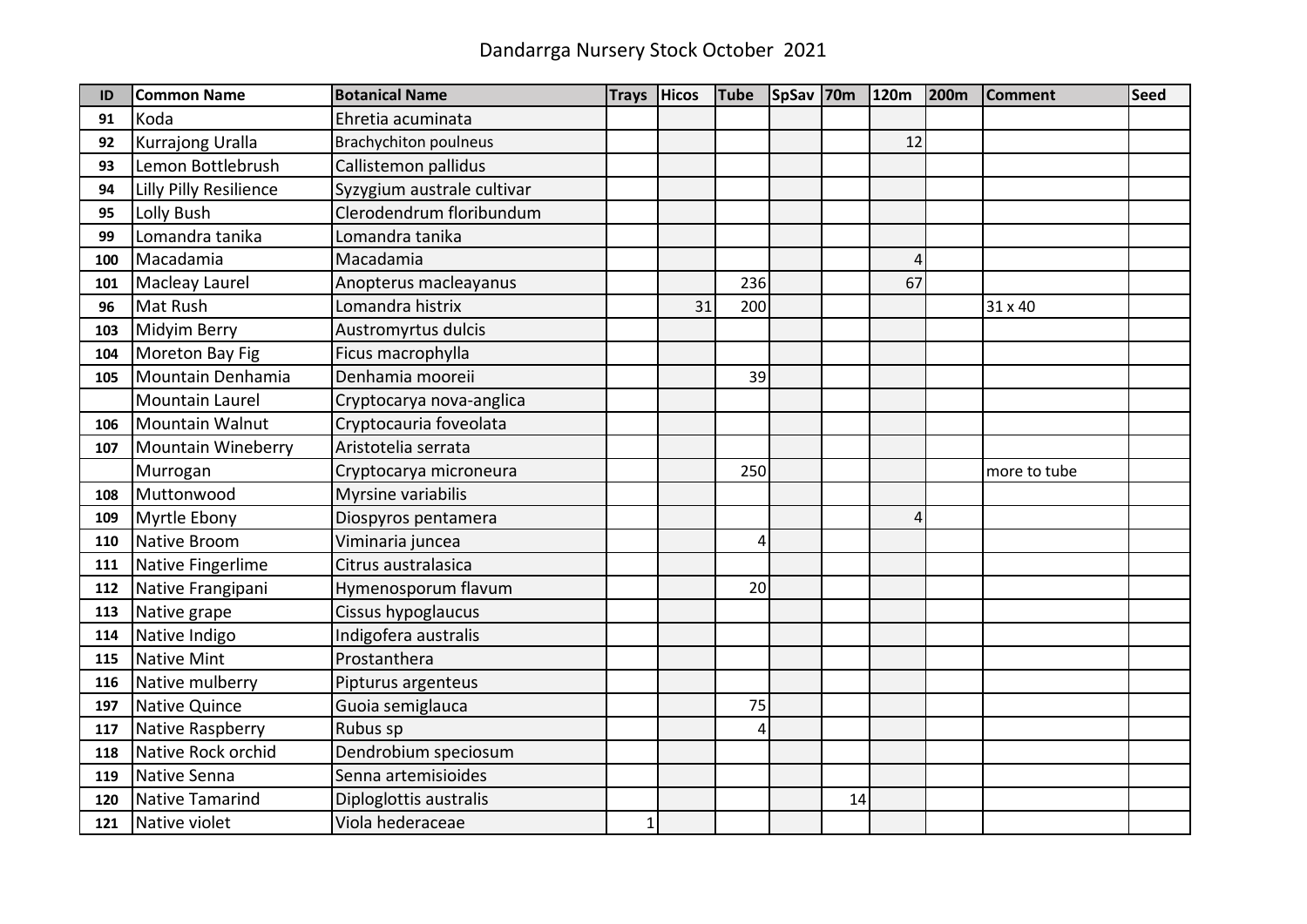# Dandarrga Nursery Stock October 2021

| ID | Common Name | Botanical Name | Trays | Hicos | Tube | SpSav | 70m | 120m | 200m | Comment | Seed |
|---|---|---|---|---|---|---|---|---|---|---|---|
| 91 | Koda | Ehretia acuminata | | | | | | | | | |
| 92 | Kurrajong Uralla | Brachychiton poulneus | | | | | | 12 | | | |
| 93 | Lemon Bottlebrush | Callistemon pallidus | | | | | | | | | |
| 94 | Lilly Pilly Resilience | Syzygium australe cultivar | | | | | | | | | |
| 95 | Lolly Bush | Clerodendrum floribundum | | | | | | | | | |
| 99 | Lomandra tanika | Lomandra tanika | | | | | | | | | |
| 100 | Macadamia | Macadamia | | | | | | 4 | | | |
| 101 | Macleay Laurel | Anopterus macleayanus | | | 236 | | | 67 | | | |
| 96 | Mat Rush | Lomandra histrix | | 31 | 200 | | | | | 31 x 40 | |
| 103 | Midyim Berry | Austromyrtus dulcis | | | | | | | | | |
| 104 | Moreton Bay Fig | Ficus macrophylla | | | | | | | | | |
| 105 | Mountain Denhamia | Denhamia mooreii | | | 39 | | | | | | |
| | Mountain Laurel | Cryptocarya nova-anglica | | | | | | | | | |
| 106 | Mountain Walnut | Cryptocauria foveolata | | | | | | | | | |
| 107 | Mountain Wineberry | Aristotelia serrata | | | | | | | | | |
| | Murrogan | Cryptocarya microneura | | | 250 | | | | | more to tube | |
| 108 | Muttonwood | Myrsine variabilis | | | | | | | | | |
| 109 | Myrtle Ebony | Diospyros pentamera | | | | | | 4 | | | |
| 110 | Native Broom | Viminaria juncea | | | 4 | | | | | | |
| 111 | Native Fingerlime | Citrus australasica | | | | | | | | | |
| 112 | Native Frangipani | Hymenosporum flavum | | | 20 | | | | | | |
| 113 | Native grape | Cissus hypoglaucus | | | | | | | | | |
| 114 | Native Indigo | Indigofera australis | | | | | | | | | |
| 115 | Native Mint | Prostanthera | | | | | | | | | |
| 116 | Native mulberry | Pipturus argenteus | | | | | | | | | |
| 197 | Native Quince | Guoia semiglauca | | | 75 | | | | | | |
| 117 | Native Raspberry | Rubus sp | | | 4 | | | | | | |
| 118 | Native Rock orchid | Dendrobium speciosum | | | | | | | | | |
| 119 | Native Senna | Senna artemisioides | | | | | | | | | |
| 120 | Native Tamarind | Diploglottis australis | | | | | 14 | | | | |
| 121 | Native violet | Viola hederaceae | 1 | | | | | | | | |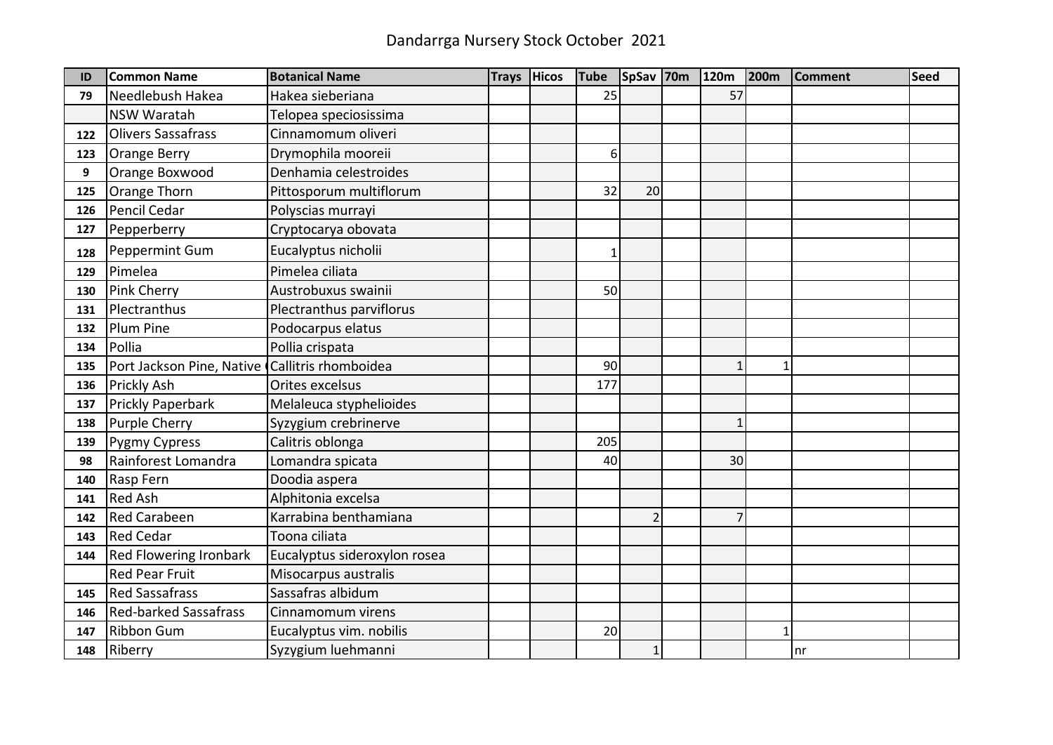# Dandarrga Nursery Stock October 2021

| ID | Common Name | Botanical Name | Trays | Hicos | Tube | SpSav | 70m | 120m | 200m | Comment | Seed |
|---|---|---|---|---|---|---|---|---|---|---|---|
| 79 | Needlebush Hakea | Hakea sieberiana | | | 25 | | | 57 | | | |
| | NSW Waratah | Telopea speciosissima | | | | | | | | | |
| 122 | Olivers Sassafrass | Cinnamomum oliveri | | | | | | | | | |
| 123 | Orange Berry | Drymophila mooreii | | | 6 | | | | | | |
| 9 | Orange Boxwood | Denhamia celestroides | | | | | | | | | |
| 125 | Orange Thorn | Pittosporum multiflorum | | | 32 | 20 | | | | | |
| 126 | Pencil Cedar | Polyscias murrayi | | | | | | | | | |
| 127 | Pepperberry | Cryptocarya obovata | | | | | | | | | |
| 128 | Peppermint Gum | Eucalyptus nicholii | | | 1 | | | | | | |
| 129 | Pimelea | Pimelea ciliata | | | | | | | | | |
| 130 | Pink Cherry | Austrobuxus swainii | | | 50 | | | | | | |
| 131 | Plectranthus | Plectranthus parviflorus | | | | | | | | | |
| 132 | Plum Pine | Podocarpus elatus | | | | | | | | | |
| 134 | Pollia | Pollia crispata | | | | | | | | | |
| 135 | Port Jackson Pine, Native ( | Callitris rhomboidea | | | 90 | | | 1 | 1 | | |
| 136 | Prickly Ash | Orites excelsus | | | 177 | | | | | | |
| 137 | Prickly Paperbark | Melaleuca styphelioides | | | | | | | | | |
| 138 | Purple Cherry | Syzygium crebrinerve | | | | | | 1 | | | |
| 139 | Pygmy Cypress | Calitris oblonga | | | 205 | | | | | | |
| 98 | Rainforest Lomandra | Lomandra spicata | | | 40 | | | 30 | | | |
| 140 | Rasp Fern | Doodia aspera | | | | | | | | | |
| 141 | Red Ash | Alphitonia excelsa | | | | | | | | | |
| 142 | Red Carabeen | Karrabina benthamiana | | | | 2 | | 7 | | | |
| 143 | Red Cedar | Toona ciliata | | | | | | | | | |
| 144 | Red Flowering Ironbark | Eucalyptus sideroxylon rosea | | | | | | | | | |
| | Red Pear Fruit | Misocarpus australis | | | | | | | | | |
| 145 | Red Sassafrass | Sassafras albidum | | | | | | | | | |
| 146 | Red-barked Sassafrass | Cinnamomum virens | | | | | | | | | |
| 147 | Ribbon Gum | Eucalyptus vim. nobilis | | | 20 | | | | 1 | | |
| 148 | Riberry | Syzygium luehmanni | | | | 1 | | | | nr | |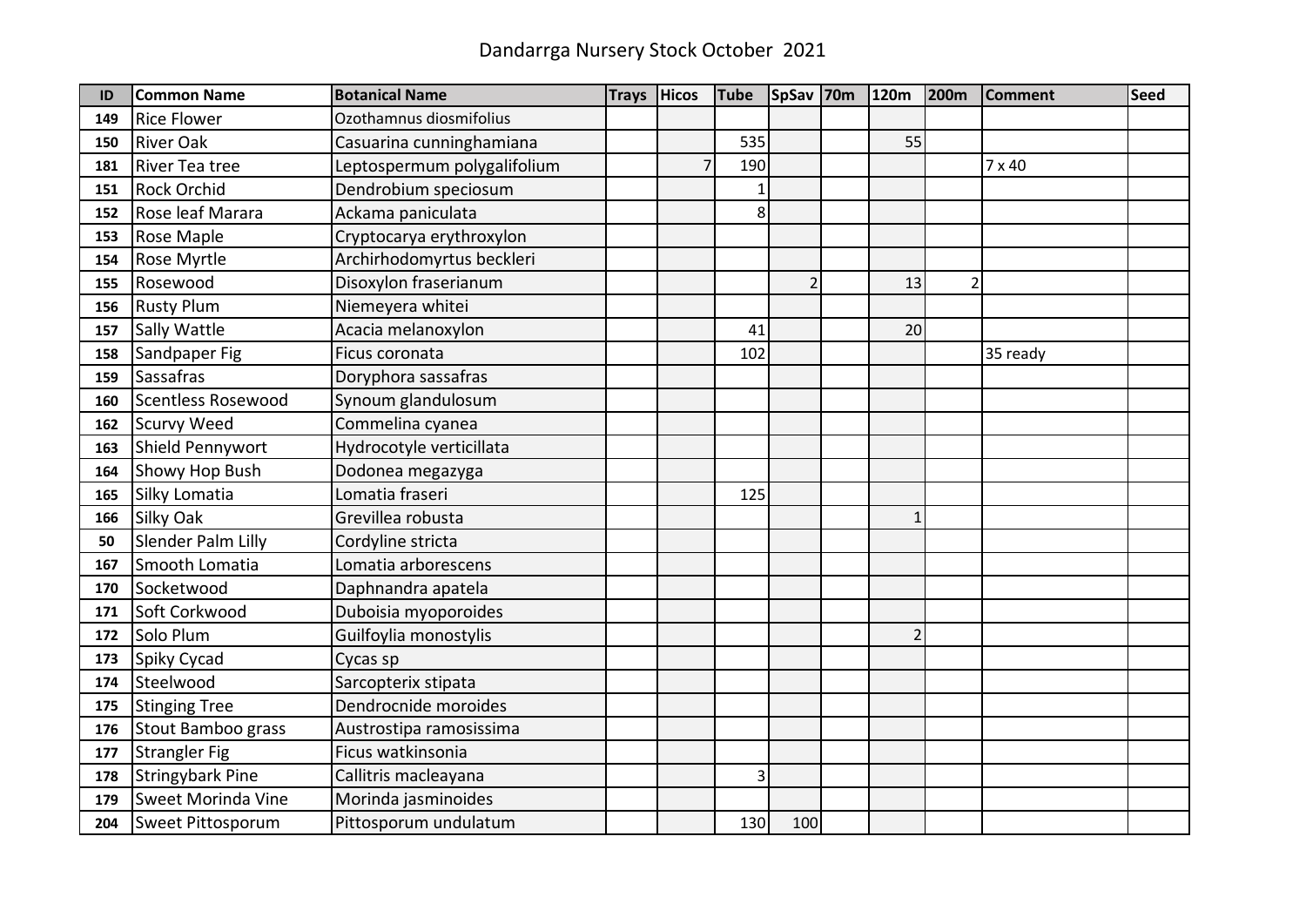# Dandarrga Nursery Stock October 2021

| ID | Common Name | Botanical Name | Trays | Hicos | Tube | SpSav | 70m | 120m | 200m | Comment | Seed |
|---|---|---|---|---|---|---|---|---|---|---|---|
| 149 | Rice Flower | Ozothamnus diosmifolius | | | | | | | | | |
| 150 | River Oak | Casuarina cunninghamiana | | | 535 | | | 55 | | | |
| 181 | River Tea tree | Leptospermum polygalifolium | | 7 | 190 | | | | | 7 x 40 | |
| 151 | Rock Orchid | Dendrobium speciosum | | | 1 | | | | | | |
| 152 | Rose leaf Marara | Ackama paniculata | | | 8 | | | | | | |
| 153 | Rose Maple | Cryptocarya erythroxylon | | | | | | | | | |
| 154 | Rose Myrtle | Archirhodomyrtus beckleri | | | | | | | | | |
| 155 | Rosewood | Disoxylon fraserianum | | | | 2 | | 13 | 2 | | |
| 156 | Rusty Plum | Niemeyera whitei | | | | | | | | | |
| 157 | Sally Wattle | Acacia melanoxylon | | | 41 | | | 20 | | | |
| 158 | Sandpaper Fig | Ficus coronata | | | 102 | | | | | 35 ready | |
| 159 | Sassafras | Doryphora sassafras | | | | | | | | | |
| 160 | Scentless Rosewood | Synoum glandulosum | | | | | | | | | |
| 162 | Scurvy Weed | Commelina cyanea | | | | | | | | | |
| 163 | Shield Pennywort | Hydrocotyle verticillata | | | | | | | | | |
| 164 | Showy Hop Bush | Dodonea megazyga | | | | | | | | | |
| 165 | Silky Lomatia | Lomatia fraseri | | | 125 | | | | | | |
| 166 | Silky Oak | Grevillea robusta | | | | | | 1 | | | |
| 50 | Slender Palm Lilly | Cordyline stricta | | | | | | | | | |
| 167 | Smooth Lomatia | Lomatia arborescens | | | | | | | | | |
| 170 | Socketwood | Daphnandra apatela | | | | | | | | | |
| 171 | Soft Corkwood | Duboisia myoporoides | | | | | | | | | |
| 172 | Solo Plum | Guilfoylia monostylis | | | | | | 2 | | | |
| 173 | Spiky Cycad | Cycas sp | | | | | | | | | |
| 174 | Steelwood | Sarcopterix stipata | | | | | | | | | |
| 175 | Stinging Tree | Dendrocnide moroides | | | | | | | | | |
| 176 | Stout Bamboo grass | Austrostipa ramosissima | | | | | | | | | |
| 177 | Strangler Fig | Ficus watkinsonia | | | | | | | | | |
| 178 | Stringybark Pine | Callitris macleayana | | | 3 | | | | | | |
| 179 | Sweet Morinda Vine | Morinda jasminoides | | | | | | | | | |
| 204 | Sweet Pittosporum | Pittosporum undulatum | | | 130 | 100 | | | | | |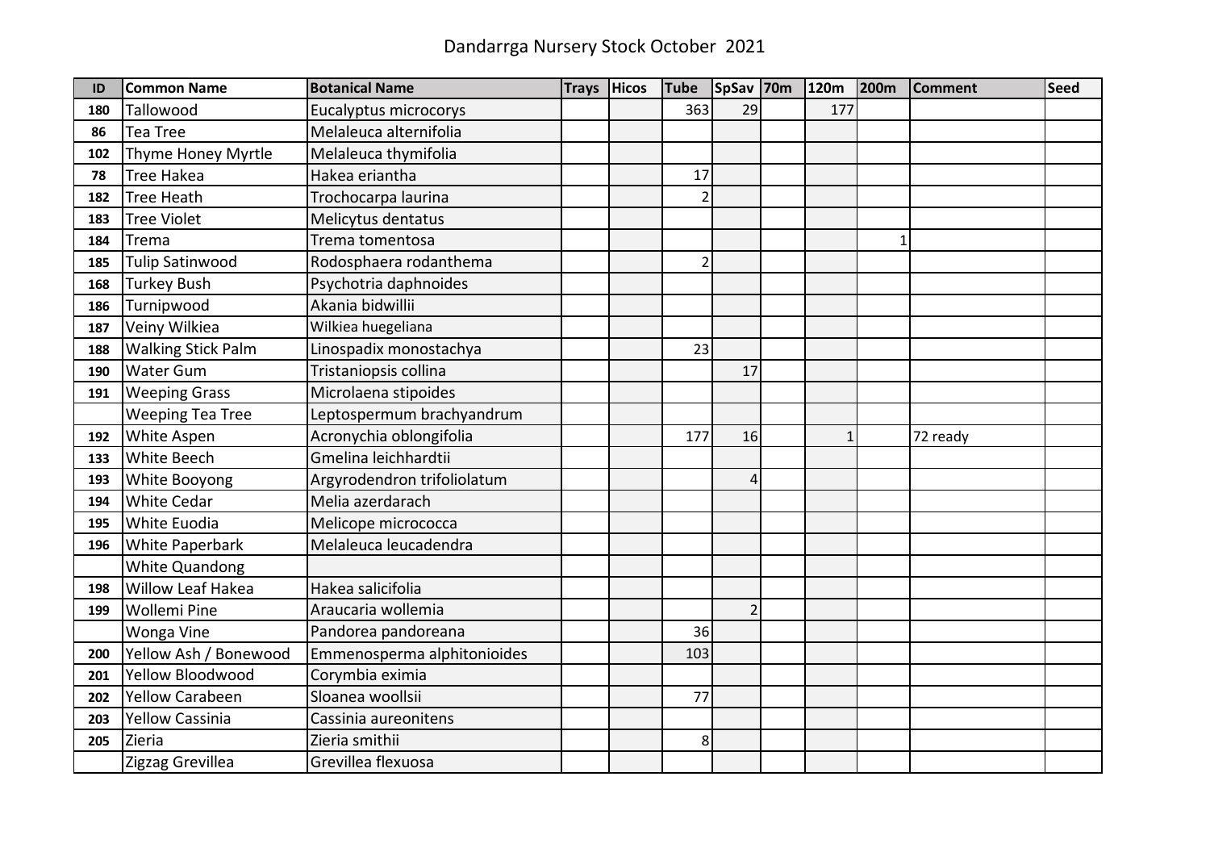# Dandarrga Nursery Stock October 2021

| ID | Common Name | Botanical Name | Trays | Hicos | Tube | SpSav | 70m | 120m | 200m | Comment | Seed |
|---|---|---|---|---|---|---|---|---|---|---|---|
| 180 | Tallowood | Eucalyptus microcorys | | | 363 | 29 | | 177 | | | |
| 86 | Tea Tree | Melaleuca alternifolia | | | | | | | | | |
| 102 | Thyme Honey Myrtle | Melaleuca thymifolia | | | | | | | | | |
| 78 | Tree Hakea | Hakea eriantha | | | 17 | | | | | | |
| 182 | Tree Heath | Trochocarpa laurina | | | 2 | | | | | | |
| 183 | Tree Violet | Melicytus dentatus | | | | | | | | | |
| 184 | Trema | Trema tomentosa | | | | | | | 1 | | |
| 185 | Tulip Satinwood | Rodosphaera rodanthema | | | 2 | | | | | | |
| 168 | Turkey Bush | Psychotria daphnoides | | | | | | | | | |
| 186 | Turnipwood | Akania bidwillii | | | | | | | | | |
| 187 | Veiny Wilkiea | Wilkiea huegeliana | | | | | | | | | |
| 188 | Walking Stick Palm | Linospadix monostachya | | | 23 | | | | | | |
| 190 | Water Gum | Tristaniopsis collina | | | | 17 | | | | | |
| 191 | Weeping Grass | Microlaena stipoides | | | | | | | | | |
| | Weeping Tea Tree | Leptospermum brachyandrum | | | | | | | | | |
| 192 | White Aspen | Acronychia oblongifolia | | | 177 | 16 | | 1 | | 72 ready | |
| 133 | White Beech | Gmelina leichhardtii | | | | | | | | | |
| 193 | White Booyong | Argyrodendron trifoliolatum | | | | 4 | | | | | |
| 194 | White Cedar | Melia azerdarach | | | | | | | | | |
| 195 | White Euodia | Melicope micrococca | | | | | | | | | |
| 196 | White Paperbark | Melaleuca leucadendra | | | | | | | | | |
| | White Quandong | | | | | | | | | | |
| 198 | Willow Leaf Hakea | Hakea salicifolia | | | | | | | | | |
| 199 | Wollemi Pine | Araucaria wollemia | | | | 2 | | | | | |
| | Wonga Vine | Pandorea pandoreana | | | 36 | | | | | | |
| 200 | Yellow Ash / Bonewood | Emmenosperma alphitonioides | | | 103 | | | | | | |
| 201 | Yellow Bloodwood | Corymbia eximia | | | | | | | | | |
| 202 | Yellow Carabeen | Sloanea woollsii | | | 77 | | | | | | |
| 203 | Yellow Cassinia | Cassinia aureonitens | | | | | | | | | |
| 205 | Zieria | Zieria smithii | | | 8 | | | | | | |
| | Zigzag Grevillea | Grevillea flexuosa | | | | | | | | | |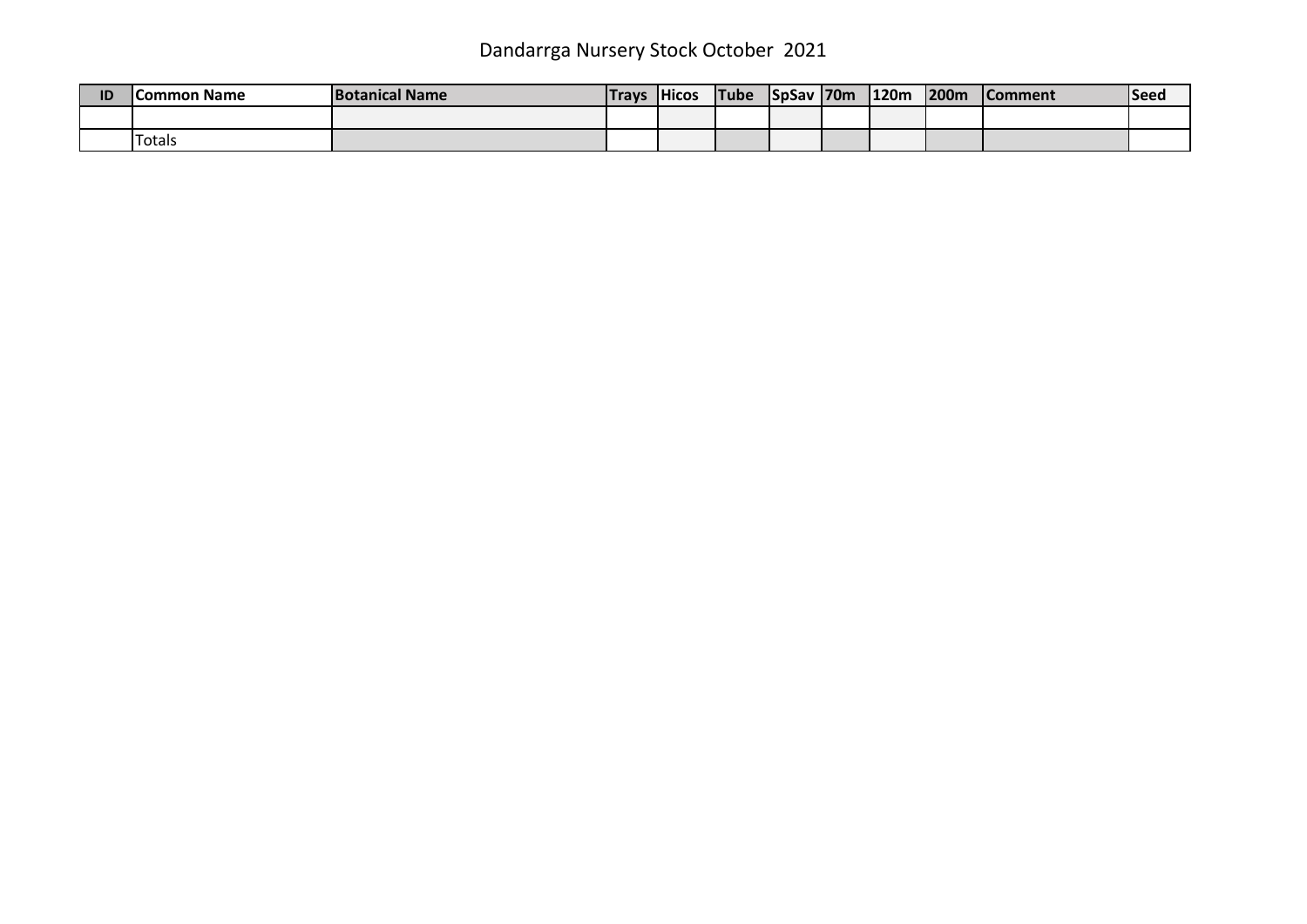# Dandarrga Nursery Stock October 2021

| ID | Common Name | Botanical Name | Trays | Hicos | Tube | SpSav | 70m | 120m | 200m | Comment | Seed |
|---|---|---|---|---|---|---|---|---|---|---|---|
| | | | | | | | | | | | |
| | Totals | | | | | | | | | | |